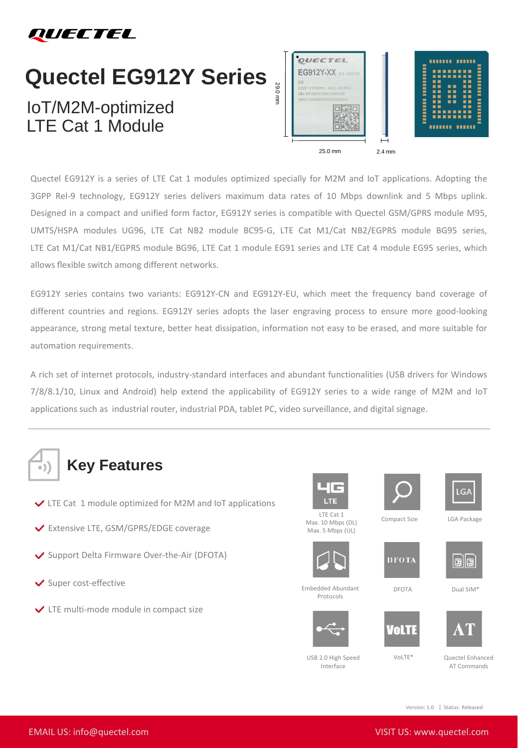# Quectel EG912Y Series

## IoT/M2M-optimized LTE Cat 1 Module

Quectel EG912Y is a series of LTE Cat 1 modules optimized specially for M2M and IoT applications. Adopting the 3GPP Rel-9 technology, EG912Y series delivers maximum data rates of 10 Mbps downlink and 5 Mbps uplink. Designed in a compact and unified form factor, EG912Y series is compatible with Quectel GSM/GPRS module M95, UMTS/HSPA modules UG96, LTE Cat NB2 module BC95-G, LTE Cat M1/Cat NB2/EGPRS module BG95 series, LTE Cat M1/Cat NB1/EGPRS module BG96, LTE Cat 1 module EG91 series and LTE Cat 4 module EG95 series, which allows flexible switch among different networks.

EG912Y series contains two variants: EG912Y-CN and EG912Y-EU, which meet the frequency band coverage of different countries and regions. EG912Y series adopts the laser engraving process to ensure more good-looking appearance, strong metal texture, better heat dissipation, information not easy to be erased, and more suitable for automation requirements.

A rich set of internet protocols, industry-standard interfaces and abundant functionalities (USB drivers for Windows 7/8/8.1/10, Linux and Android) help extend the applicability of EG912Y series to a wide range of M2M and IoT applications such as industrial router, industrial PDA, tablet PC, video surveillance, and digital signage.

## Key Features

- LTE Cat 1 module optimized for M2M and IoT applications
- Extensive LTE, GSM/GPRS/EDGE coverage
- Support Delta Firmware Over-the-Air (DFOTA)
- Super cost-effective
- LTE multi-mode module in compact size

LTE Cat 1 Max. 10 Mbps (DL) Max. 5 Mbps (UL)

Compact Size

LGA Package

Embedded Abundant Protocols

DFOTA

Dual SIM*

USB 2.0 High Speed Interface

VoLTE*

Quectel Enhanced AT Commands

Version: 1.0 | Status: Released

EMAIL US: info@quectel.com

VISIT US: www.quectel.com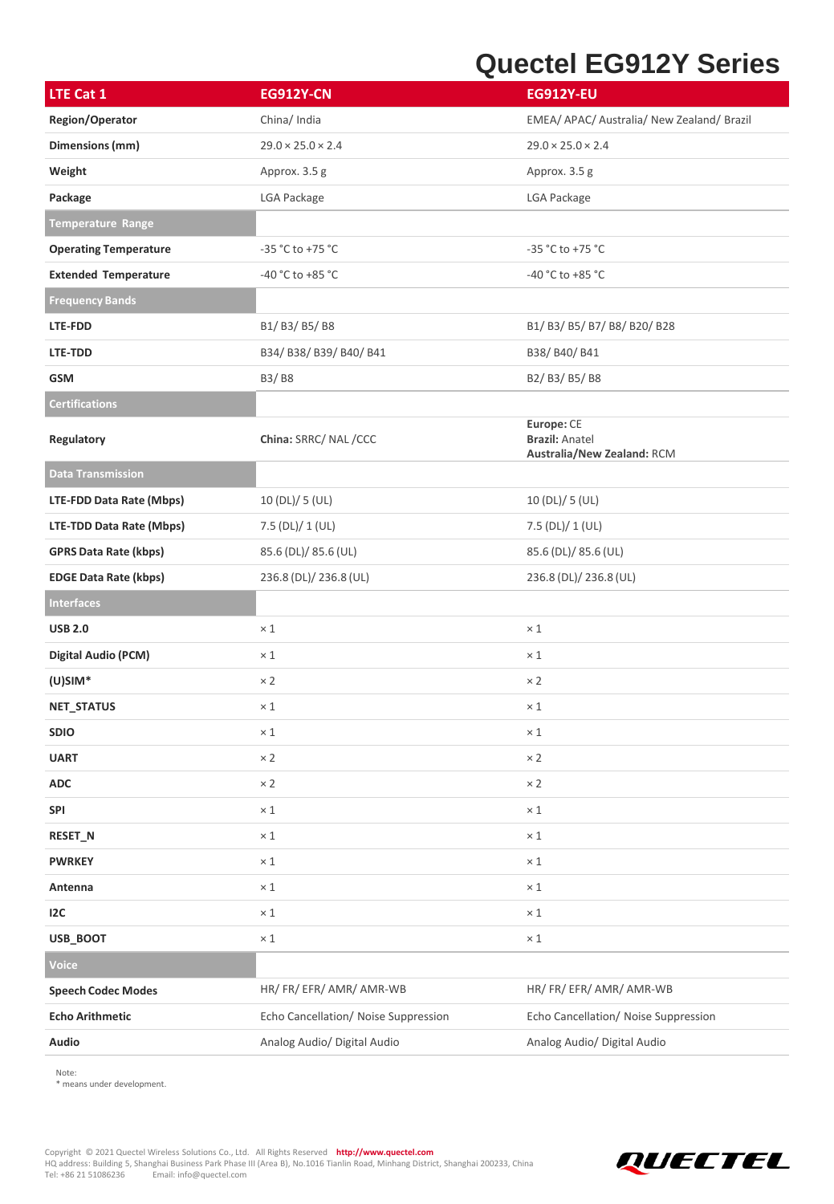# Quectel EG912Y Series

| LTE Cat 1 | EG912Y-CN | EG912Y-EU |
|---|---|---|
| **Region/Operator** | China/ India | EMEA/ APAC/ Australia/ New Zealand/ Brazil |
| **Dimensions (mm)** | 29.0 × 25.0 × 2.4 | 29.0 × 25.0 × 2.4 |
| **Weight** | Approx. 3.5 g | Approx. 3.5 g |
| **Package** | LGA Package | LGA Package |
| **Temperature Range** | | |
| **Operating Temperature** | -35 °C to +75 °C | -35 °C to +75 °C |
| **Extended Temperature** | -40 °C to +85 °C | -40 °C to +85 °C |
| **Frequency Bands** | | |
| **LTE-FDD** | B1/ B3/ B5/ B8 | B1/ B3/ B5/ B7/ B8/ B20/ B28 |
| **LTE-TDD** | B34/ B38/ B39/ B40/ B41 | B38/ B40/ B41 |
| **GSM** | B3/ B8 | B2/ B3/ B5/ B8 |
| **Certifications** | | |
| **Regulatory** | **China:** SRRC/ NAL /CCC | **Europe:** CE<br>**Brazil:** Anatel<br>**Australia/New Zealand:** RCM |
| **Data Transmission** | | |
| **LTE-FDD Data Rate (Mbps)** | 10 (DL)/ 5 (UL) | 10 (DL)/ 5 (UL) |
| **LTE-TDD Data Rate (Mbps)** | 7.5 (DL)/ 1 (UL) | 7.5 (DL)/ 1 (UL) |
| **GPRS Data Rate (kbps)** | 85.6 (DL)/ 85.6 (UL) | 85.6 (DL)/ 85.6 (UL) |
| **EDGE Data Rate (kbps)** | 236.8 (DL)/ 236.8 (UL) | 236.8 (DL)/ 236.8 (UL) |
| **Interfaces** | | |
| **USB 2.0** | × 1 | × 1 |
| **Digital Audio (PCM)** | × 1 | × 1 |
| **(U)SIM*** | × 2 | × 2 |
| **NET_STATUS** | × 1 | × 1 |
| **SDIO** | × 1 | × 1 |
| **UART** | × 2 | × 2 |
| **ADC** | × 2 | × 2 |
| **SPI** | × 1 | × 1 |
| **RESET_N** | × 1 | × 1 |
| **PWRKEY** | × 1 | × 1 |
| **Antenna** | × 1 | × 1 |
| **I2C** | × 1 | × 1 |
| **USB_BOOT** | × 1 | × 1 |
| **Voice** | | |
| **Speech Codec Modes** | HR/ FR/ EFR/ AMR/ AMR-WB | HR/ FR/ EFR/ AMR/ AMR-WB |
| **Echo Arithmetic** | Echo Cancellation/ Noise Suppression | Echo Cancellation/ Noise Suppression |
| **Audio** | Analog Audio/ Digital Audio | Analog Audio/ Digital Audio |

Note:
* means under development.

Copyright © 2021 Quectel Wireless Solutions Co., Ltd. All Rights Reserved http://www.quectel.com
HQ address: Building 5, Shanghai Business Park Phase III (Area B), No.1016 Tianlin Road, Minhang District, Shanghai 200233, China
Tel: +86 21 51086236 Email: info@quectel.com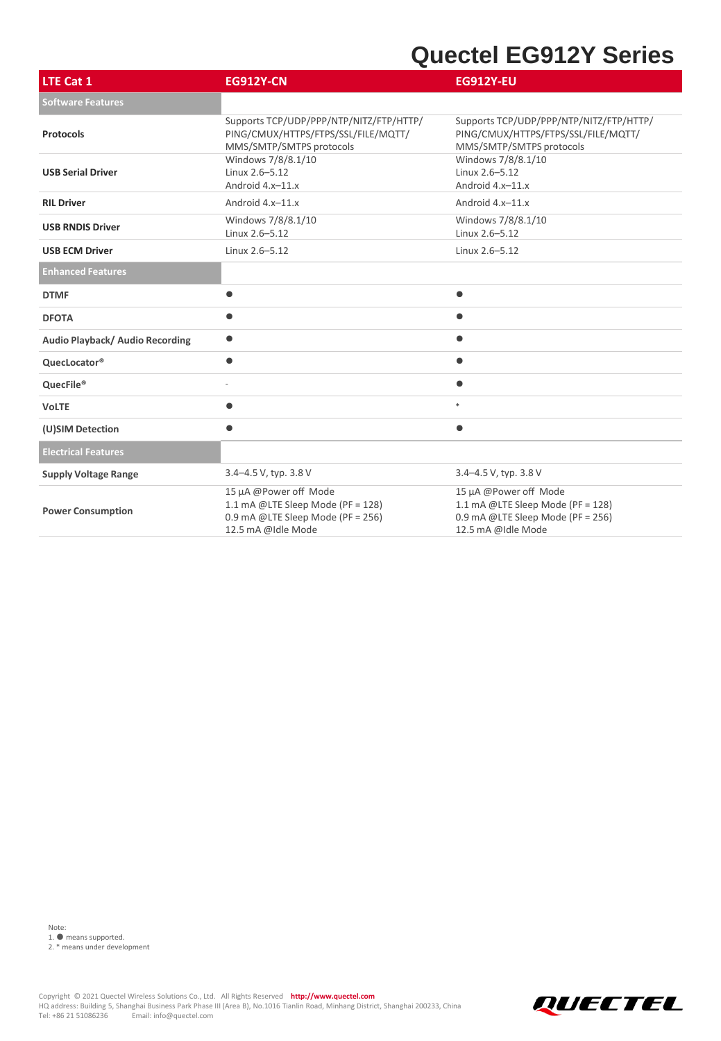# Quectel EG912Y Series

| LTE Cat 1 | EG912Y-CN | EG912Y-EU |
|---|---|---|
| **Software Features** | | |
| **Protocols** | Supports TCP/UDP/PPP/NTP/NITZ/FTP/HTTP/ PING/CMUX/HTTPS/FTPS/SSL/FILE/MQTT/ MMS/SMTP/SMTPS protocols | Supports TCP/UDP/PPP/NTP/NITZ/FTP/HTTP/ PING/CMUX/HTTPS/FTPS/SSL/FILE/MQTT/ MMS/SMTP/SMTPS protocols |
| **USB Serial Driver** | Windows 7/8/8.1/10<br>Linux 2.6–5.12<br>Android 4.x–11.x | Windows 7/8/8.1/10<br>Linux 2.6–5.12<br>Android 4.x–11.x |
| **RIL Driver** | Android 4.x–11.x | Android 4.x–11.x |
| **USB RNDIS Driver** | Windows 7/8/8.1/10<br>Linux 2.6–5.12 | Windows 7/8/8.1/10<br>Linux 2.6–5.12 |
| **USB ECM Driver** | Linux 2.6–5.12 | Linux 2.6–5.12 |
| **Enhanced Features** | | |
| **DTMF** | ● | ● |
| **DFOTA** | ● | ● |
| **Audio Playback/ Audio Recording** | ● | ● |
| **QuecLocator®** | ● | ● |
| **QuecFile®** | - | ● |
| **VoLTE** | ● | * |
| **(U)SIM Detection** | ● | ● |
| **Electrical Features** | | |
| **Supply Voltage Range** | 3.4–4.5 V, typ. 3.8 V | 3.4–4.5 V, typ. 3.8 V |
| **Power Consumption** | 15 µA @Power off Mode<br>1.1 mA @LTE Sleep Mode (PF = 128)<br>0.9 mA @LTE Sleep Mode (PF = 256)<br>12.5 mA @Idle Mode | 15 µA @Power off Mode<br>1.1 mA @LTE Sleep Mode (PF = 128)<br>0.9 mA @LTE Sleep Mode (PF = 256)<br>12.5 mA @Idle Mode |

Note:
1. ● means supported.
2. * means under development

Copyright © 2021 Quectel Wireless Solutions Co., Ltd. All Rights Reserved http://www.quectel.com
HQ address: Building 5, Shanghai Business Park Phase III (Area B), No.1016 Tianlin Road, Minhang District, Shanghai 200233, China
Tel: +86 21 51086236 Email: info@quectel.com